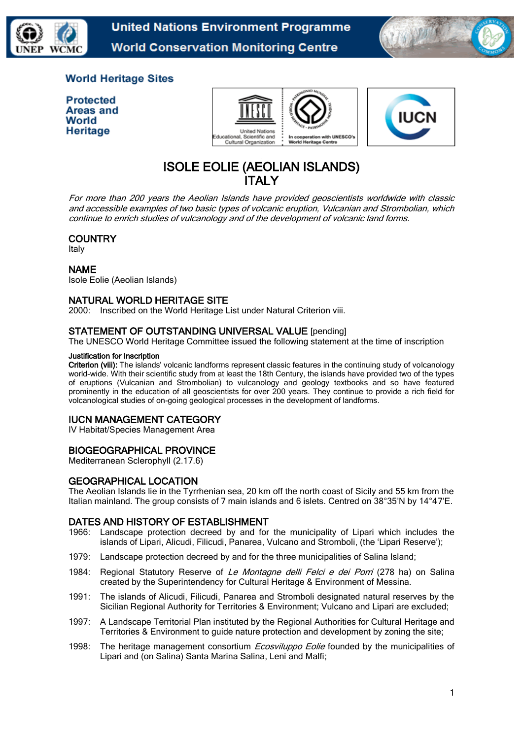United Nations Environment Programme
World Conservation Monitoring Centre

World Heritage Sites

Protected Areas and World Heritage

# ISOLE EOLIE (AEOLIAN ISLANDS) ITALY

*For more than 200 years the Aeolian Islands have provided geoscientists worldwide with classic and accessible examples of two basic types of volcanic eruption, Vulcanian and Strombolian, which continue to enrich studies of vulcanology and of the development of volcanic land forms.*

## COUNTRY

Italy

## NAME

Isole Eolie (Aeolian Islands)

## NATURAL WORLD HERITAGE SITE

2000: Inscribed on the World Heritage List under Natural Criterion viii.

## STATEMENT OF OUTSTANDING UNIVERSAL VALUE [pending]

The UNESCO World Heritage Committee issued the following statement at the time of inscription

**Justification for Inscription**

**Criterion (viii):** The islands' volcanic landforms represent classic features in the continuing study of volcanology world-wide. With their scientific study from at least the 18th Century, the islands have provided two of the types of eruptions (Vulcanian and Strombolian) to vulcanology and geology textbooks and so have featured prominently in the education of all geoscientists for over 200 years. They continue to provide a rich field for volcanological studies of on-going geological processes in the development of landforms.

## IUCN MANAGEMENT CATEGORY

IV Habitat/Species Management Area

## BIOGEOGRAPHICAL PROVINCE

Mediterranean Sclerophyll (2.17.6)

## GEOGRAPHICAL LOCATION

The Aeolian Islands lie in the Tyrrhenian sea, 20 km off the north coast of Sicily and 55 km from the Italian mainland. The group consists of 7 main islands and 6 islets. Centred on 38°35'N by 14°47'E.

## DATES AND HISTORY OF ESTABLISHMENT

1966: Landscape protection decreed by and for the municipality of Lipari which includes the islands of Lipari, Alicudi, Filicudi, Panarea, Vulcano and Stromboli, (the 'Lipari Reserve');

1979: Landscape protection decreed by and for the three municipalities of Salina Island;

1984: Regional Statutory Reserve of *Le Montagne delli Felci e dei Porri* (278 ha) on Salina created by the Superintendency for Cultural Heritage & Environment of Messina.

1991: The islands of Alicudi, Filicudi, Panarea and Stromboli designated natural reserves by the Sicilian Regional Authority for Territories & Environment; Vulcano and Lipari are excluded;

1997: A Landscape Territorial Plan instituted by the Regional Authorities for Cultural Heritage and Territories & Environment to guide nature protection and development by zoning the site;

1998: The heritage management consortium *Ecosviluppo Eolie* founded by the municipalities of Lipari and (on Salina) Santa Marina Salina, Leni and Malfi;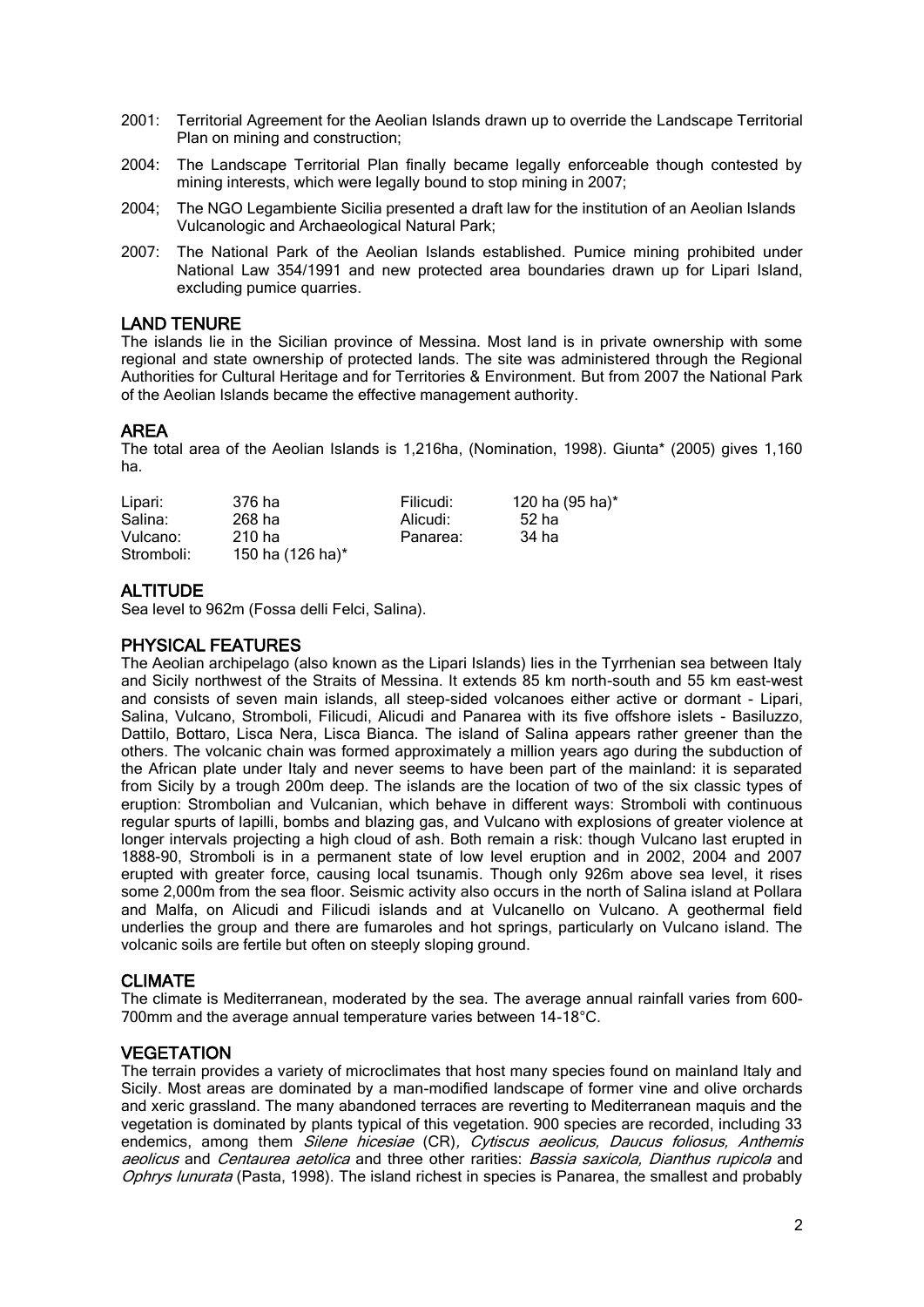2001: Territorial Agreement for the Aeolian Islands drawn up to override the Landscape Territorial Plan on mining and construction;

2004: The Landscape Territorial Plan finally became legally enforceable though contested by mining interests, which were legally bound to stop mining in 2007;

2004; The NGO Legambiente Sicilia presented a draft law for the institution of an Aeolian Islands Vulcanologic and Archaeological Natural Park;

2007: The National Park of the Aeolian Islands established. Pumice mining prohibited under National Law 354/1991 and new protected area boundaries drawn up for Lipari Island, excluding pumice quarries.

## LAND TENURE

The islands lie in the Sicilian province of Messina. Most land is in private ownership with some regional and state ownership of protected lands. The site was administered through the Regional Authorities for Cultural Heritage and for Territories & Environment. But from 2007 the National Park of the Aeolian Islands became the effective management authority.

## AREA

The total area of the Aeolian Islands is 1,216ha, (Nomination, 1998). Giunta* (2005) gives 1,160 ha.

| | | | |
|---|---|---|---|
| Lipari: | 376 ha | Filicudi: | 120 ha (95 ha)* |
| Salina: | 268 ha | Alicudi: | 52 ha |
| Vulcano: | 210 ha | Panarea: | 34 ha |
| Stromboli: | 150 ha (126 ha)* | | |

## ALTITUDE

Sea level to 962m (Fossa delli Felci, Salina).

## PHYSICAL FEATURES

The Aeolian archipelago (also known as the Lipari Islands) lies in the Tyrrhenian sea between Italy and Sicily northwest of the Straits of Messina. It extends 85 km north-south and 55 km east-west and consists of seven main islands, all steep-sided volcanoes either active or dormant - Lipari, Salina, Vulcano, Stromboli, Filicudi, Alicudi and Panarea with its five offshore islets - Basiluzzo, Dattilo, Bottaro, Lisca Nera, Lisca Bianca. The island of Salina appears rather greener than the others. The volcanic chain was formed approximately a million years ago during the subduction of the African plate under Italy and never seems to have been part of the mainland: it is separated from Sicily by a trough 200m deep. The islands are the location of two of the six classic types of eruption: Strombolian and Vulcanian, which behave in different ways: Stromboli with continuous regular spurts of lapilli, bombs and blazing gas, and Vulcano with explosions of greater violence at longer intervals projecting a high cloud of ash. Both remain a risk: though Vulcano last erupted in 1888-90, Stromboli is in a permanent state of low level eruption and in 2002, 2004 and 2007 erupted with greater force, causing local tsunamis. Though only 926m above sea level, it rises some 2,000m from the sea floor. Seismic activity also occurs in the north of Salina island at Pollara and Malfa, on Alicudi and Filicudi islands and at Vulcanello on Vulcano. A geothermal field underlies the group and there are fumaroles and hot springs, particularly on Vulcano island. The volcanic soils are fertile but often on steeply sloping ground.

## CLIMATE

The climate is Mediterranean, moderated by the sea. The average annual rainfall varies from 600-700mm and the average annual temperature varies between 14-18°C.

## VEGETATION

The terrain provides a variety of microclimates that host many species found on mainland Italy and Sicily. Most areas are dominated by a man-modified landscape of former vine and olive orchards and xeric grassland. The many abandoned terraces are reverting to Mediterranean maquis and the vegetation is dominated by plants typical of this vegetation. 900 species are recorded, including 33 endemics, among them *Silene hicesiae* (CR), *Cytiscus aeolicus, Daucus foliosus, Anthemis aeolicus* and *Centaurea aetolica* and three other rarities: *Bassia saxicola, Dianthus rupicola* and *Ophrys lunurata* (Pasta, 1998). The island richest in species is Panarea, the smallest and probably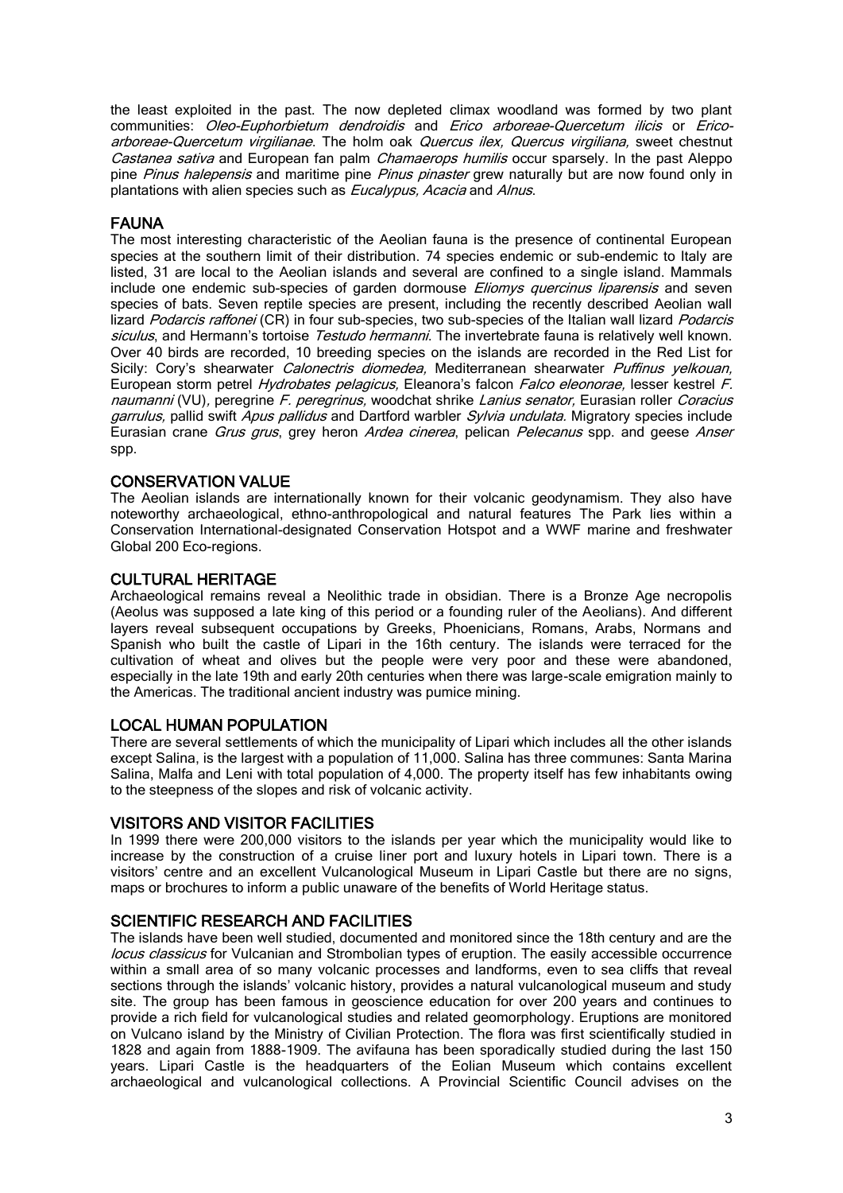the least exploited in the past. The now depleted climax woodland was formed by two plant communities: *Oleo-Euphorbietum dendroidis* and *Erico arboreae-Quercetum ilicis* or *Erico-arboreae-Quercetum virgilianae*. The holm oak *Quercus ilex, Quercus virgiliana,* sweet chestnut *Castanea sativa* and European fan palm *Chamaerops humilis* occur sparsely. In the past Aleppo pine *Pinus halepensis* and maritime pine *Pinus pinaster* grew naturally but are now found only in plantations with alien species such as *Eucalypus, Acacia* and *Alnus*.

## FAUNA

The most interesting characteristic of the Aeolian fauna is the presence of continental European species at the southern limit of their distribution. 74 species endemic or sub-endemic to Italy are listed, 31 are local to the Aeolian islands and several are confined to a single island. Mammals include one endemic sub-species of garden dormouse *Eliomys quercinus liparensis* and seven species of bats. Seven reptile species are present, including the recently described Aeolian wall lizard *Podarcis raffonei* (CR) in four sub-species, two sub-species of the Italian wall lizard *Podarcis siculus*, and Hermann's tortoise *Testudo hermanni*. The invertebrate fauna is relatively well known. Over 40 birds are recorded, 10 breeding species on the islands are recorded in the Red List for Sicily: Cory's shearwater *Calonectris diomedea,* Mediterranean shearwater *Puffinus yelkouan,* European storm petrel *Hydrobates pelagicus,* Eleanora's falcon *Falco eleonorae,* lesser kestrel *F. naumanni* (VU), peregrine *F. peregrinus,* woodchat shrike *Lanius senator,* Eurasian roller *Coracius garrulus,* pallid swift *Apus pallidus* and Dartford warbler *Sylvia undulata*. Migratory species include Eurasian crane *Grus grus*, grey heron *Ardea cinerea*, pelican *Pelecanus* spp. and geese *Anser* spp.

## CONSERVATION VALUE

The Aeolian islands are internationally known for their volcanic geodynamism. They also have noteworthy archaeological, ethno-anthropological and natural features The Park lies within a Conservation International-designated Conservation Hotspot and a WWF marine and freshwater Global 200 Eco-regions.

## CULTURAL HERITAGE

Archaeological remains reveal a Neolithic trade in obsidian. There is a Bronze Age necropolis (Aeolus was supposed a late king of this period or a founding ruler of the Aeolians). And different layers reveal subsequent occupations by Greeks, Phoenicians, Romans, Arabs, Normans and Spanish who built the castle of Lipari in the 16th century. The islands were terraced for the cultivation of wheat and olives but the people were very poor and these were abandoned, especially in the late 19th and early 20th centuries when there was large-scale emigration mainly to the Americas. The traditional ancient industry was pumice mining.

## LOCAL HUMAN POPULATION

There are several settlements of which the municipality of Lipari which includes all the other islands except Salina, is the largest with a population of 11,000. Salina has three communes: Santa Marina Salina, Malfa and Leni with total population of 4,000. The property itself has few inhabitants owing to the steepness of the slopes and risk of volcanic activity.

## VISITORS AND VISITOR FACILITIES

In 1999 there were 200,000 visitors to the islands per year which the municipality would like to increase by the construction of a cruise liner port and luxury hotels in Lipari town. There is a visitors' centre and an excellent Vulcanological Museum in Lipari Castle but there are no signs, maps or brochures to inform a public unaware of the benefits of World Heritage status.

## SCIENTIFIC RESEARCH AND FACILITIES

The islands have been well studied, documented and monitored since the 18th century and are the *locus classicus* for Vulcanian and Strombolian types of eruption. The easily accessible occurrence within a small area of so many volcanic processes and landforms, even to sea cliffs that reveal sections through the islands' volcanic history, provides a natural vulcanological museum and study site. The group has been famous in geoscience education for over 200 years and continues to provide a rich field for vulcanological studies and related geomorphology. Eruptions are monitored on Vulcano island by the Ministry of Civilian Protection. The flora was first scientifically studied in 1828 and again from 1888-1909. The avifauna has been sporadically studied during the last 150 years. Lipari Castle is the headquarters of the Eolian Museum which contains excellent archaeological and vulcanological collections. A Provincial Scientific Council advises on the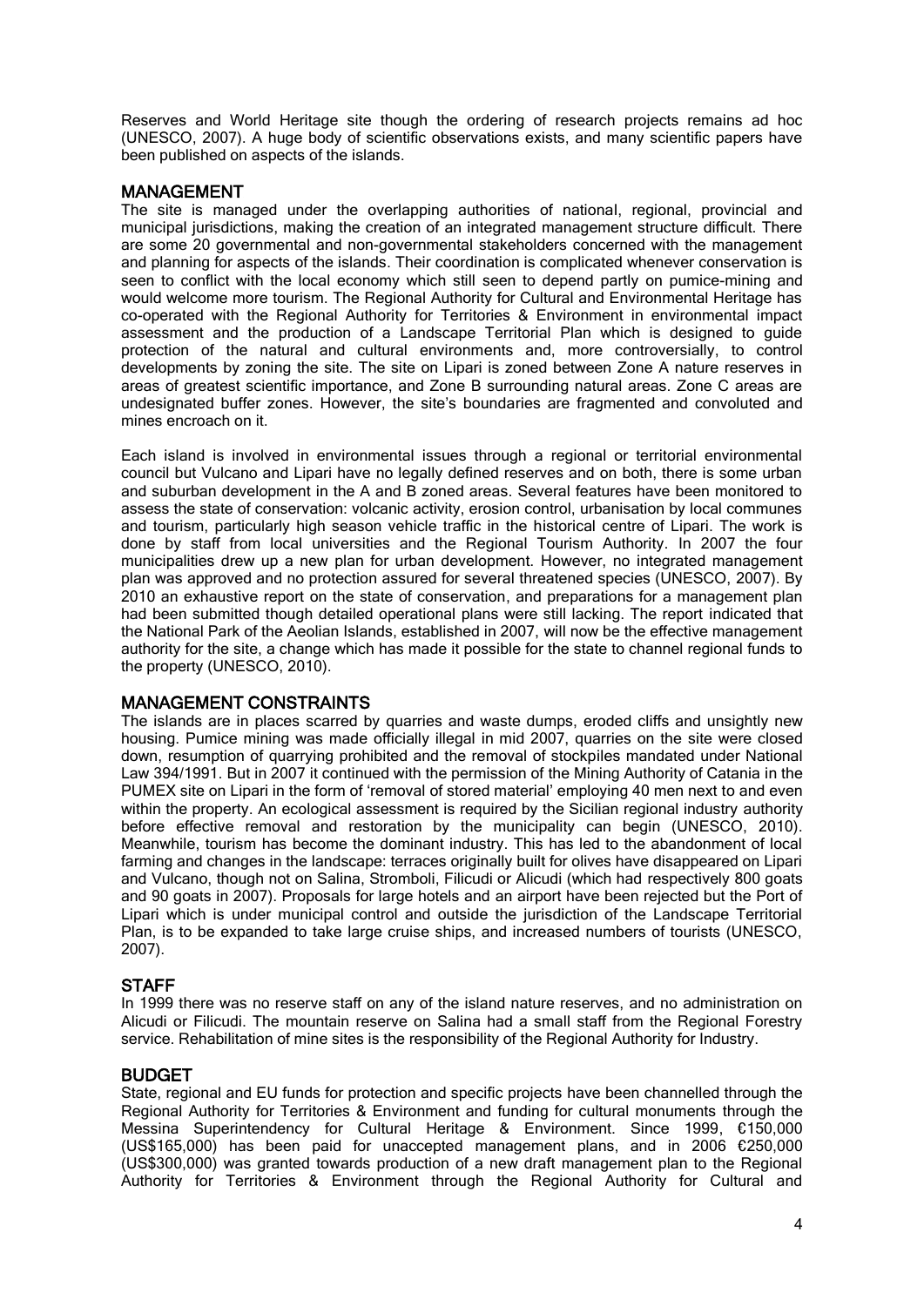Reserves and World Heritage site though the ordering of research projects remains ad hoc (UNESCO, 2007). A huge body of scientific observations exists, and many scientific papers have been published on aspects of the islands.

## MANAGEMENT

The site is managed under the overlapping authorities of national, regional, provincial and municipal jurisdictions, making the creation of an integrated management structure difficult. There are some 20 governmental and non-governmental stakeholders concerned with the management and planning for aspects of the islands. Their coordination is complicated whenever conservation is seen to conflict with the local economy which still seen to depend partly on pumice-mining and would welcome more tourism. The Regional Authority for Cultural and Environmental Heritage has co-operated with the Regional Authority for Territories & Environment in environmental impact assessment and the production of a Landscape Territorial Plan which is designed to guide protection of the natural and cultural environments and, more controversially, to control developments by zoning the site. The site on Lipari is zoned between Zone A nature reserves in areas of greatest scientific importance, and Zone B surrounding natural areas. Zone C areas are undesignated buffer zones. However, the site's boundaries are fragmented and convoluted and mines encroach on it.

Each island is involved in environmental issues through a regional or territorial environmental council but Vulcano and Lipari have no legally defined reserves and on both, there is some urban and suburban development in the A and B zoned areas. Several features have been monitored to assess the state of conservation: volcanic activity, erosion control, urbanisation by local communes and tourism, particularly high season vehicle traffic in the historical centre of Lipari. The work is done by staff from local universities and the Regional Tourism Authority. In 2007 the four municipalities drew up a new plan for urban development. However, no integrated management plan was approved and no protection assured for several threatened species (UNESCO, 2007). By 2010 an exhaustive report on the state of conservation, and preparations for a management plan had been submitted though detailed operational plans were still lacking. The report indicated that the National Park of the Aeolian Islands, established in 2007, will now be the effective management authority for the site, a change which has made it possible for the state to channel regional funds to the property (UNESCO, 2010).

## MANAGEMENT CONSTRAINTS

The islands are in places scarred by quarries and waste dumps, eroded cliffs and unsightly new housing. Pumice mining was made officially illegal in mid 2007, quarries on the site were closed down, resumption of quarrying prohibited and the removal of stockpiles mandated under National Law 394/1991. But in 2007 it continued with the permission of the Mining Authority of Catania in the PUMEX site on Lipari in the form of 'removal of stored material' employing 40 men next to and even within the property. An ecological assessment is required by the Sicilian regional industry authority before effective removal and restoration by the municipality can begin (UNESCO, 2010). Meanwhile, tourism has become the dominant industry. This has led to the abandonment of local farming and changes in the landscape: terraces originally built for olives have disappeared on Lipari and Vulcano, though not on Salina, Stromboli, Filicudi or Alicudi (which had respectively 800 goats and 90 goats in 2007). Proposals for large hotels and an airport have been rejected but the Port of Lipari which is under municipal control and outside the jurisdiction of the Landscape Territorial Plan, is to be expanded to take large cruise ships, and increased numbers of tourists (UNESCO, 2007).

## STAFF

In 1999 there was no reserve staff on any of the island nature reserves, and no administration on Alicudi or Filicudi. The mountain reserve on Salina had a small staff from the Regional Forestry service. Rehabilitation of mine sites is the responsibility of the Regional Authority for Industry.

## BUDGET

State, regional and EU funds for protection and specific projects have been channelled through the Regional Authority for Territories & Environment and funding for cultural monuments through the Messina Superintendency for Cultural Heritage & Environment. Since 1999, €150,000 (US$165,000) has been paid for unaccepted management plans, and in 2006 €250,000 (US$300,000) was granted towards production of a new draft management plan to the Regional Authority for Territories & Environment through the Regional Authority for Cultural and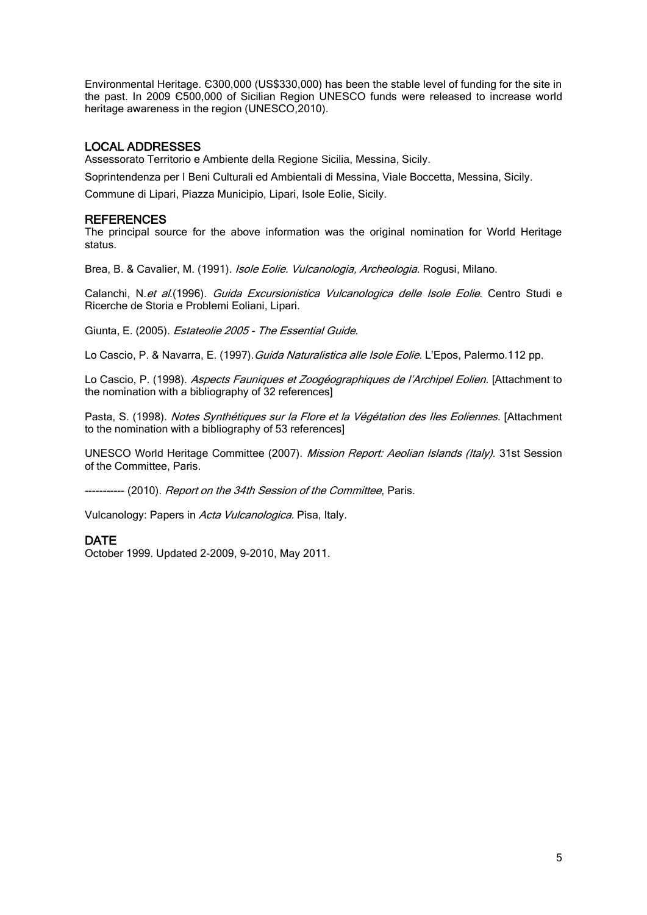Environmental Heritage. Є300,000 (US$330,000) has been the stable level of funding for the site in the past. In 2009 Є500,000 of Sicilian Region UNESCO funds were released to increase world heritage awareness in the region (UNESCO,2010).

## LOCAL ADDRESSES

Assessorato Territorio e Ambiente della Regione Sicilia, Messina, Sicily.

Soprintendenza per I Beni Culturali ed Ambientali di Messina, Viale Boccetta, Messina, Sicily.

Commune di Lipari, Piazza Municipio, Lipari, Isole Eolie, Sicily.

## REFERENCES

The principal source for the above information was the original nomination for World Heritage status.

Brea, B. & Cavalier, M. (1991). *Isole Eolie. Vulcanologia, Archeologia*. Rogusi, Milano.

Calanchi, N.*et al*.(1996). *Guida Excursionistica Vulcanologica delle Isole Eolie*. Centro Studi e Ricerche de Storia e Problemi Eoliani, Lipari.

Giunta, E. (2005). *Estateolie 2005 - The Essential Guide*.

Lo Cascio, P. & Navarra, E. (1997).*Guida Naturalistica alle Isole Eolie*. L'Epos, Palermo.112 pp.

Lo Cascio, P. (1998). *Aspects Fauniques et Zoogéographiques de l'Archipel Eolien*. [Attachment to the nomination with a bibliography of 32 references]

Pasta, S. (1998). *Notes Synthétiques sur la Flore et la Végétation des Iles Eoliennes*. [Attachment to the nomination with a bibliography of 53 references]

UNESCO World Heritage Committee (2007). *Mission Report: Aeolian Islands (Italy)*. 31st Session of the Committee, Paris.

----------- (2010). *Report on the 34th Session of the Committee*, Paris.

Vulcanology: Papers in *Acta Vulcanologica*. Pisa, Italy.

## DATE

October 1999. Updated 2-2009, 9-2010, May 2011.